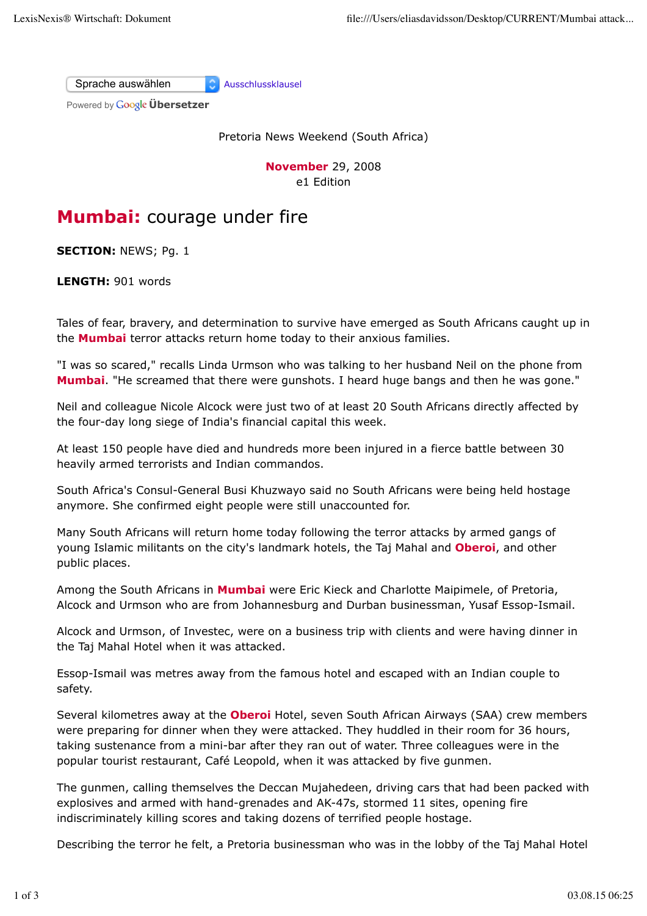Pretoria News Weekend (South Africa)

November 29, 2008
e1 Edition

# Mumbai: courage under fire

**SECTION:** NEWS; Pg. 1

**LENGTH:** 901 words

Tales of fear, bravery, and determination to survive have emerged as South Africans caught up in the Mumbai terror attacks return home today to their anxious families.

"I was so scared," recalls Linda Urmson who was talking to her husband Neil on the phone from Mumbai. "He screamed that there were gunshots. I heard huge bangs and then he was gone."

Neil and colleague Nicole Alcock were just two of at least 20 South Africans directly affected by the four-day long siege of India's financial capital this week.

At least 150 people have died and hundreds more been injured in a fierce battle between 30 heavily armed terrorists and Indian commandos.

South Africa's Consul-General Busi Khuzwayo said no South Africans were being held hostage anymore. She confirmed eight people were still unaccounted for.

Many South Africans will return home today following the terror attacks by armed gangs of young Islamic militants on the city's landmark hotels, the Taj Mahal and Oberoi, and other public places.

Among the South Africans in Mumbai were Eric Kieck and Charlotte Maipimele, of Pretoria, Alcock and Urmson who are from Johannesburg and Durban businessman, Yusaf Essop-Ismail.

Alcock and Urmson, of Investec, were on a business trip with clients and were having dinner in the Taj Mahal Hotel when it was attacked.

Essop-Ismail was metres away from the famous hotel and escaped with an Indian couple to safety.

Several kilometres away at the Oberoi Hotel, seven South African Airways (SAA) crew members were preparing for dinner when they were attacked. They huddled in their room for 36 hours, taking sustenance from a mini-bar after they ran out of water. Three colleagues were in the popular tourist restaurant, Café Leopold, when it was attacked by five gunmen.

The gunmen, calling themselves the Deccan Mujahedeen, driving cars that had been packed with explosives and armed with hand-grenades and AK-47s, stormed 11 sites, opening fire indiscriminately killing scores and taking dozens of terrified people hostage.

Describing the terror he felt, a Pretoria businessman who was in the lobby of the Taj Mahal Hotel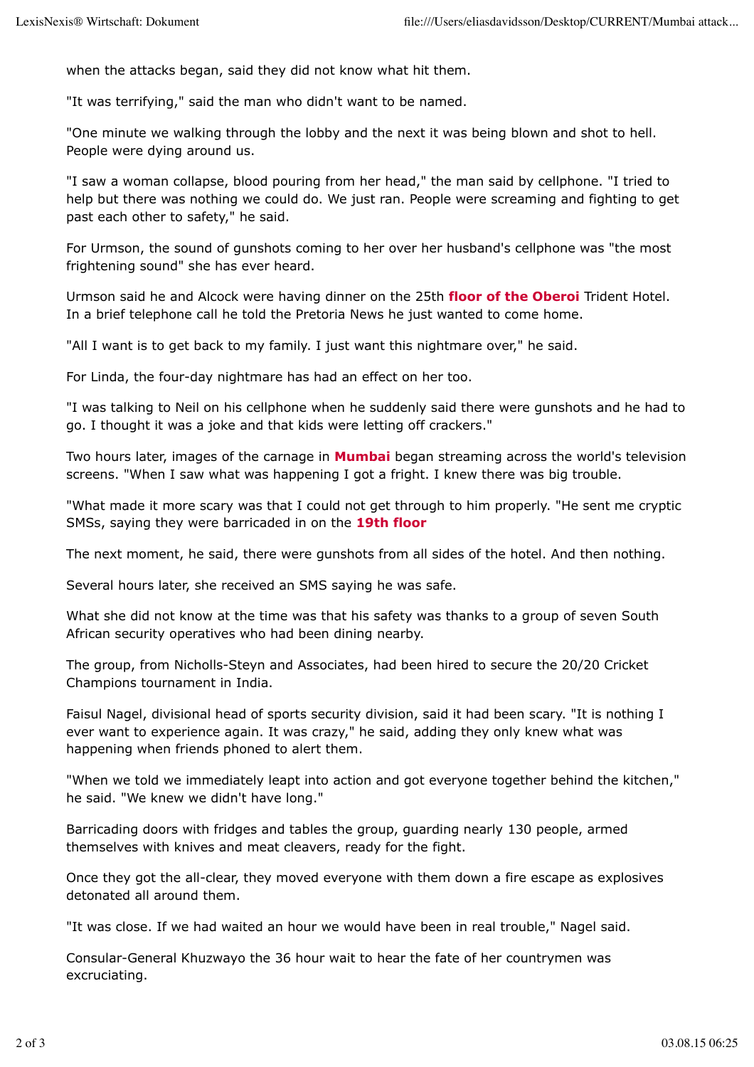when the attacks began, said they did not know what hit them.

"It was terrifying," said the man who didn't want to be named.

"One minute we walking through the lobby and the next it was being blown and shot to hell. People were dying around us.

"I saw a woman collapse, blood pouring from her head," the man said by cellphone. "I tried to help but there was nothing we could do. We just ran. People were screaming and fighting to get past each other to safety," he said.

For Urmson, the sound of gunshots coming to her over her husband's cellphone was "the most frightening sound" she has ever heard.

Urmson said he and Alcock were having dinner on the 25th **floor of the Oberoi** Trident Hotel. In a brief telephone call he told the Pretoria News he just wanted to come home.

"All I want is to get back to my family. I just want this nightmare over," he said.

For Linda, the four-day nightmare has had an effect on her too.

"I was talking to Neil on his cellphone when he suddenly said there were gunshots and he had to go. I thought it was a joke and that kids were letting off crackers."

Two hours later, images of the carnage in **Mumbai** began streaming across the world's television screens. "When I saw what was happening I got a fright. I knew there was big trouble.

"What made it more scary was that I could not get through to him properly. "He sent me cryptic SMSs, saying they were barricaded in on the **19th floor**

The next moment, he said, there were gunshots from all sides of the hotel. And then nothing.

Several hours later, she received an SMS saying he was safe.

What she did not know at the time was that his safety was thanks to a group of seven South African security operatives who had been dining nearby.

The group, from Nicholls-Steyn and Associates, had been hired to secure the 20/20 Cricket Champions tournament in India.

Faisul Nagel, divisional head of sports security division, said it had been scary. "It is nothing I ever want to experience again. It was crazy," he said, adding they only knew what was happening when friends phoned to alert them.

"When we told we immediately leapt into action and got everyone together behind the kitchen," he said. "We knew we didn't have long."

Barricading doors with fridges and tables the group, guarding nearly 130 people, armed themselves with knives and meat cleavers, ready for the fight.

Once they got the all-clear, they moved everyone with them down a fire escape as explosives detonated all around them.

"It was close. If we had waited an hour we would have been in real trouble," Nagel said.

Consular-General Khuzwayo the 36 hour wait to hear the fate of her countrymen was excruciating.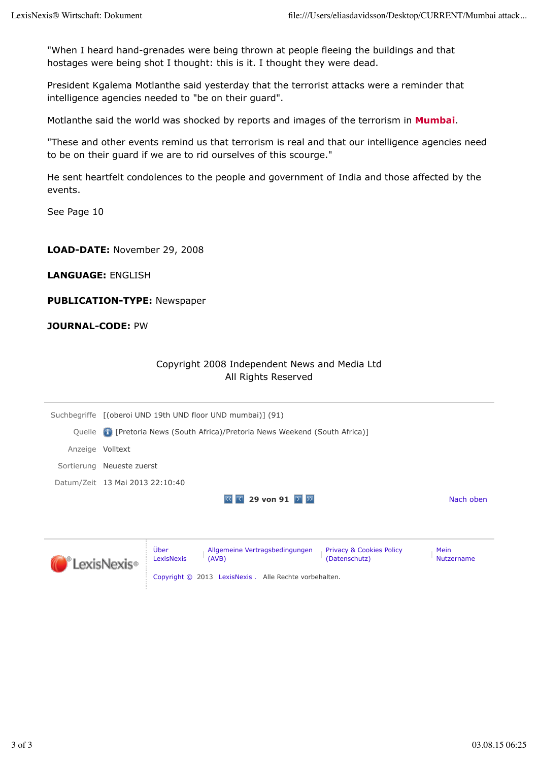"When I heard hand-grenades were being thrown at people fleeing the buildings and that hostages were being shot I thought: this is it. I thought they were dead.

President Kgalema Motlanthe said yesterday that the terrorist attacks were a reminder that intelligence agencies needed to "be on their guard".

Motlanthe said the world was shocked by reports and images of the terrorism in **Mumbai**.

"These and other events remind us that terrorism is real and that our intelligence agencies need to be on their guard if we are to rid ourselves of this scourge."

He sent heartfelt condolences to the people and government of India and those affected by the events.

See Page 10

**LOAD-DATE:** November 29, 2008

**LANGUAGE:** ENGLISH

**PUBLICATION-TYPE:** Newspaper

**JOURNAL-CODE:** PW

Copyright 2008 Independent News and Media Ltd
All Rights Reserved

| | |
|---|---|
| Suchbegriffe | [(oberoi UND 19th UND floor UND mumbai)] (91) |
| Quelle | [Pretoria News (South Africa)/Pretoria News Weekend (South Africa)] |
| Anzeige | Volltext |
| Sortierung | Neueste zuerst |
| Datum/Zeit | 13 Mai 2013 22:10:40 |

**29 von 91**

Nach oben

Über LexisNexis | Allgemeine Vertragsbedingungen (AVB) | Privacy & Cookies Policy (Datenschutz) | Mein Nutzername

Copyright © 2013 LexisNexis . Alle Rechte vorbehalten.